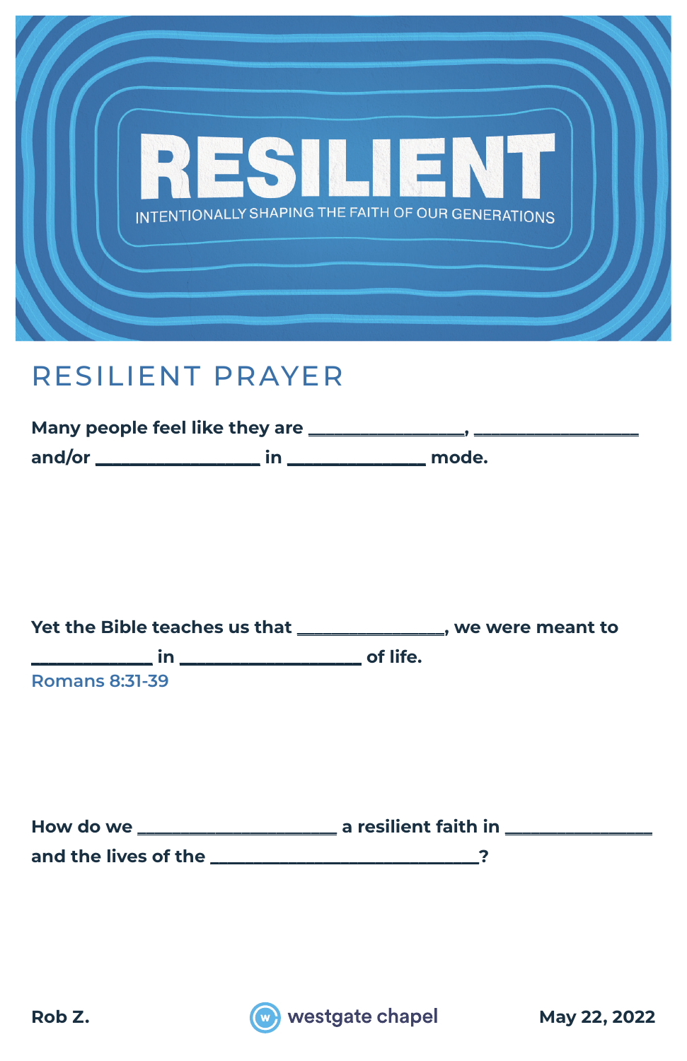# RESILIENT

INTENTIONALLY SHAPING THE FAITH OF OUR GENERATIONS

## RESILIENT PRAYER

**Many people feel like they are ______________, ______________ and/or ______________ in ____________ mode.**

**Yet the Bible teaches us that ______________, we were meant to ____________ in ________________ of life.**

Romans 8:31-39

**How do we ________________ a resilient faith in ____________ and the lives of the ______________________?**

**Rob Z.** westgate chapel **May 22, 2022**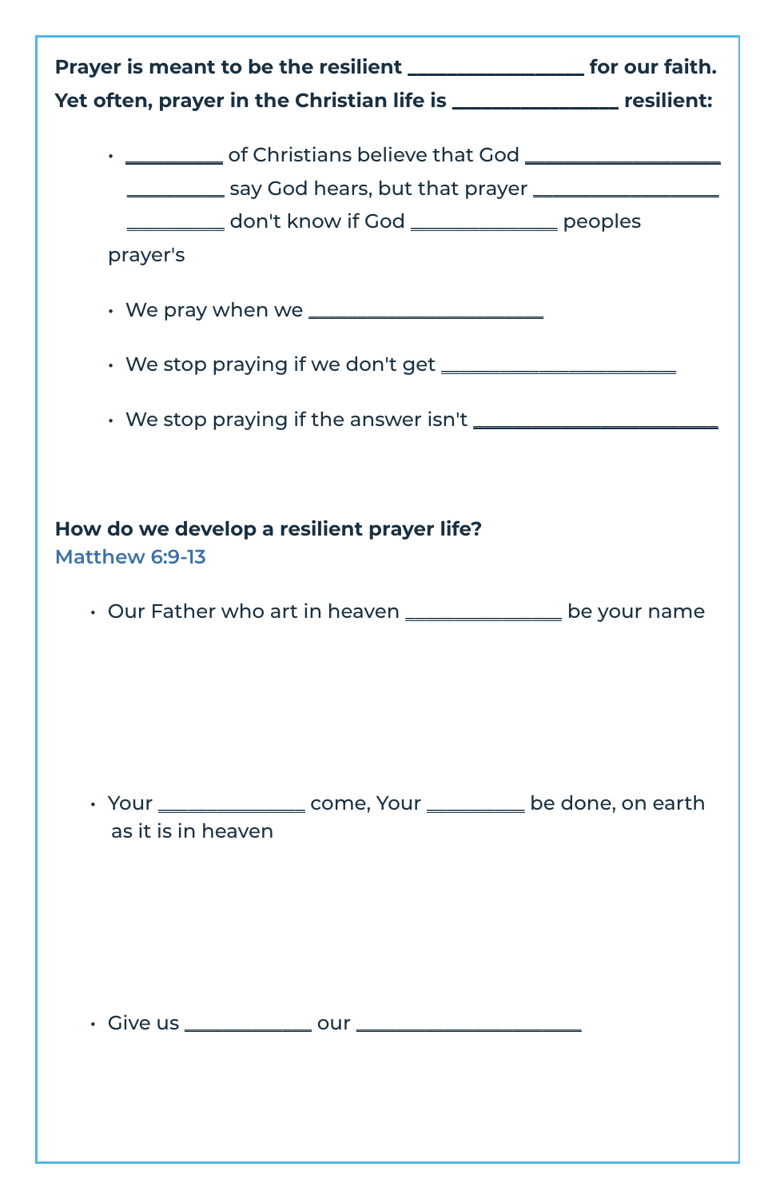**Prayer is meant to be the resilient ________________ for our faith. Yet often, prayer in the Christian life is ________________ resilient:**

- _________ of Christians believe that God __________________ _________ say God hears, but that prayer __________________ _________ don't know if God ______________ peoples prayer's

- We pray when we ______________________

- We stop praying if we don't get ______________________

- We stop praying if the answer isn't ______________________

**How do we develop a resilient prayer life?**

Matthew 6:9-13

- Our Father who art in heaven _______________ be your name

- Your ______________ come, Your _________ be done, on earth as it is in heaven

- Give us ____________ our _____________________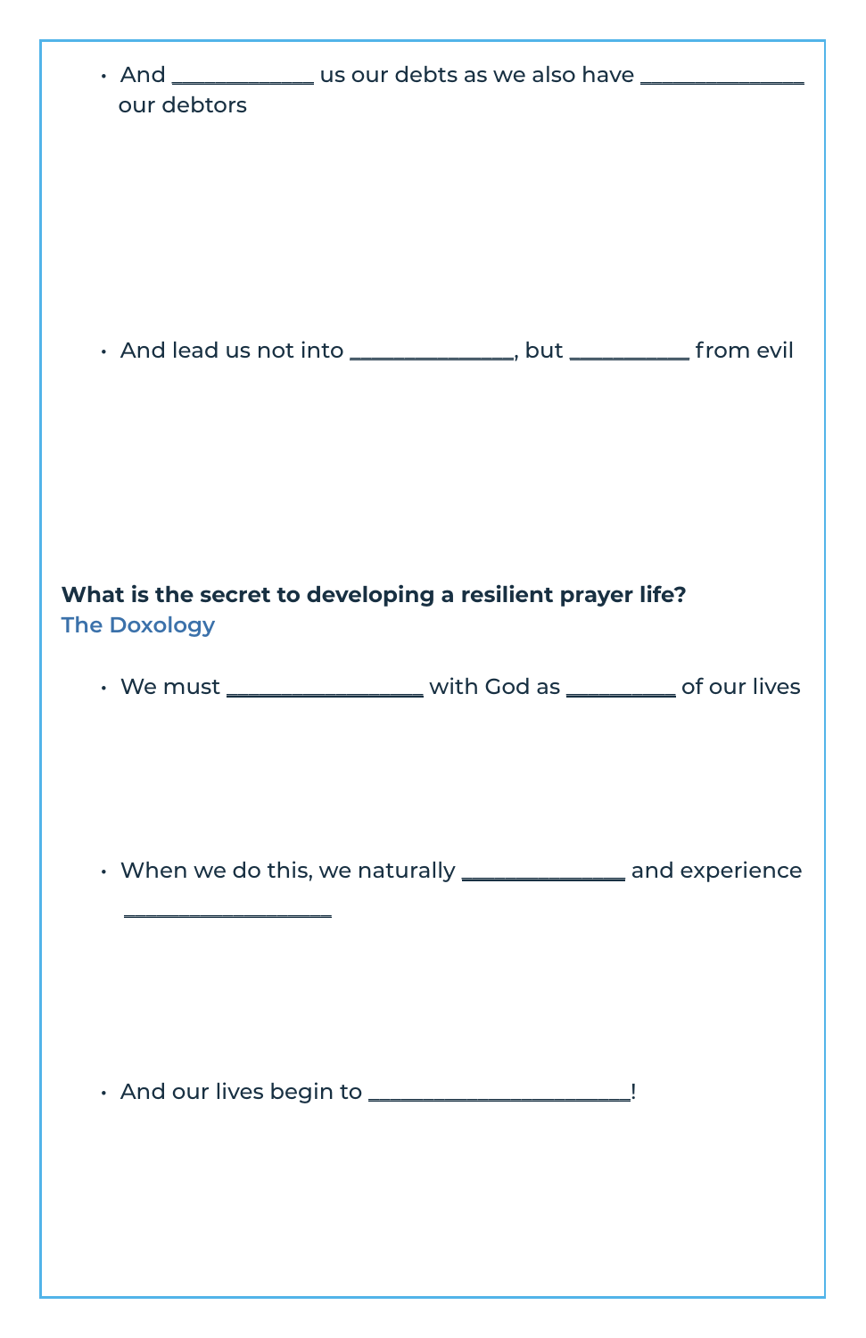- And ____________ us our debts as we also have ______________ our debtors

- And lead us not into ______________, but __________ from evil

**What is the secret to developing a resilient prayer life?**
The Doxology

- We must _________________ with God as _________ of our lives

- When we do this, we naturally ______________ and experience __________________

- And our lives begin to ______________________!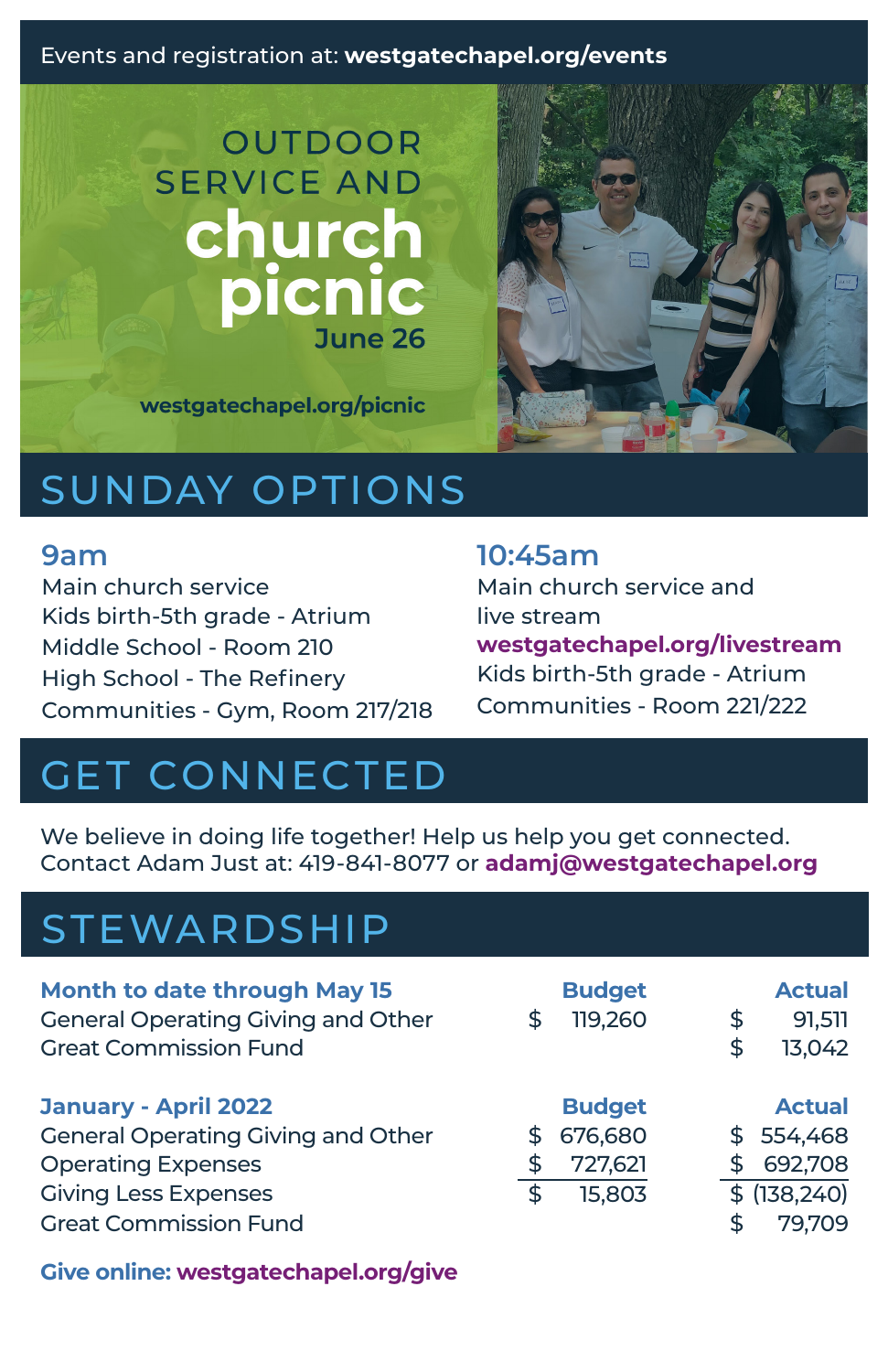Events and registration at: **westgatechapel.org/events**

OUTDOOR SERVICE AND

# church picnic

June 26

**westgatechapel.org/picnic**

## SUNDAY OPTIONS

### 9am

Main church service
Kids birth-5th grade - Atrium
Middle School - Room 210
High School - The Refinery
Communities - Gym, Room 217/218

### 10:45am

Main church service and live stream
**westgatechapel.org/livestream**
Kids birth-5th grade - Atrium
Communities - Room 221/222

## GET CONNECTED

We believe in doing life together! Help us help you get connected.
Contact Adam Just at: 419-841-8077 or **adamj@westgatechapel.org**

## STEWARDSHIP

| **Month to date through May 15** | **Budget** | **Actual** |
|---|---|---|
| General Operating Giving and Other | $ 119,260 | $ 91,511 |
| Great Commission Fund | | $ 13,042 |

| **January - April 2022** | **Budget** | **Actual** |
|---|---|---|
| General Operating Giving and Other | $ 676,680 | $ 554,468 |
| Operating Expenses | $ 727,621 | $ 692,708 |
| Giving Less Expenses | $ 15,803 | $ (138,240) |
| Great Commission Fund | | $ 79,709 |

**Give online: westgatechapel.org/give**